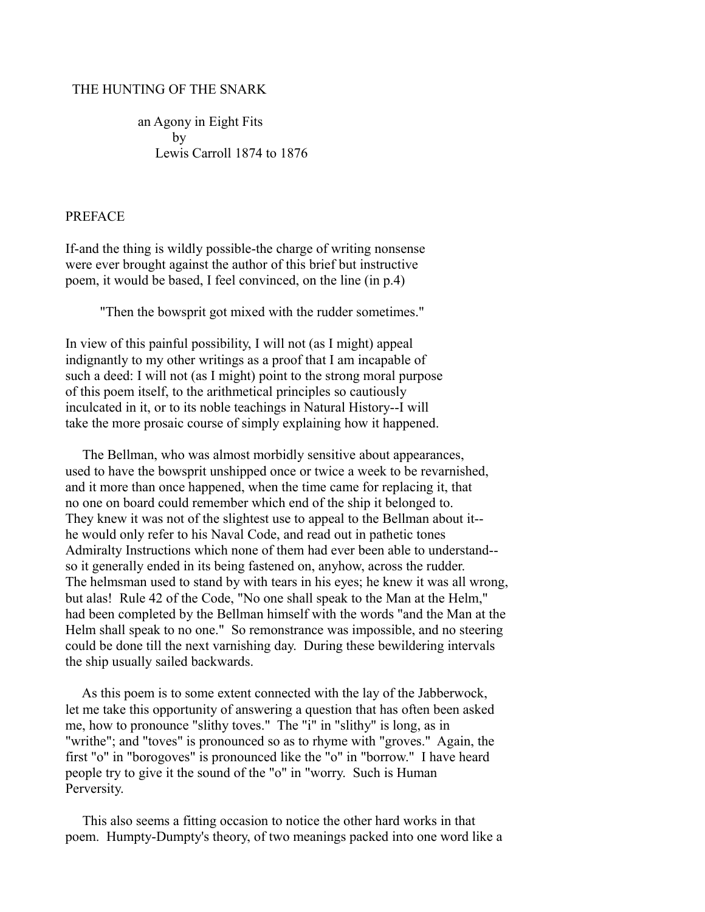# THE HUNTING OF THE SNARK

an Agony in Eight Fits
by
Lewis Carroll 1874 to 1876

## PREFACE

If-and the thing is wildly possible-the charge of writing nonsense were ever brought against the author of this brief but instructive poem, it would be based, I feel convinced, on the line (in p.4)

> "Then the bowsprit got mixed with the rudder sometimes."

In view of this painful possibility, I will not (as I might) appeal indignantly to my other writings as a proof that I am incapable of such a deed: I will not (as I might) point to the strong moral purpose of this poem itself, to the arithmetical principles so cautiously inculcated in it, or to its noble teachings in Natural History--I will take the more prosaic course of simply explaining how it happened.

The Bellman, who was almost morbidly sensitive about appearances, used to have the bowsprit unshipped once or twice a week to be revarnished, and it more than once happened, when the time came for replacing it, that no one on board could remember which end of the ship it belonged to. They knew it was not of the slightest use to appeal to the Bellman about it--he would only refer to his Naval Code, and read out in pathetic tones Admiralty Instructions which none of them had ever been able to understand--so it generally ended in its being fastened on, anyhow, across the rudder. The helmsman used to stand by with tears in his eyes; he knew it was all wrong, but alas! Rule 42 of the Code, "No one shall speak to the Man at the Helm," had been completed by the Bellman himself with the words "and the Man at the Helm shall speak to no one." So remonstrance was impossible, and no steering could be done till the next varnishing day. During these bewildering intervals the ship usually sailed backwards.

As this poem is to some extent connected with the lay of the Jabberwock, let me take this opportunity of answering a question that has often been asked me, how to pronounce "slithy toves." The "i" in "slithy" is long, as in "writhe"; and "toves" is pronounced so as to rhyme with "groves." Again, the first "o" in "borogoves" is pronounced like the "o" in "borrow." I have heard people try to give it the sound of the "o" in "worry. Such is Human Perversity.

This also seems a fitting occasion to notice the other hard works in that poem. Humpty-Dumpty's theory, of two meanings packed into one word like a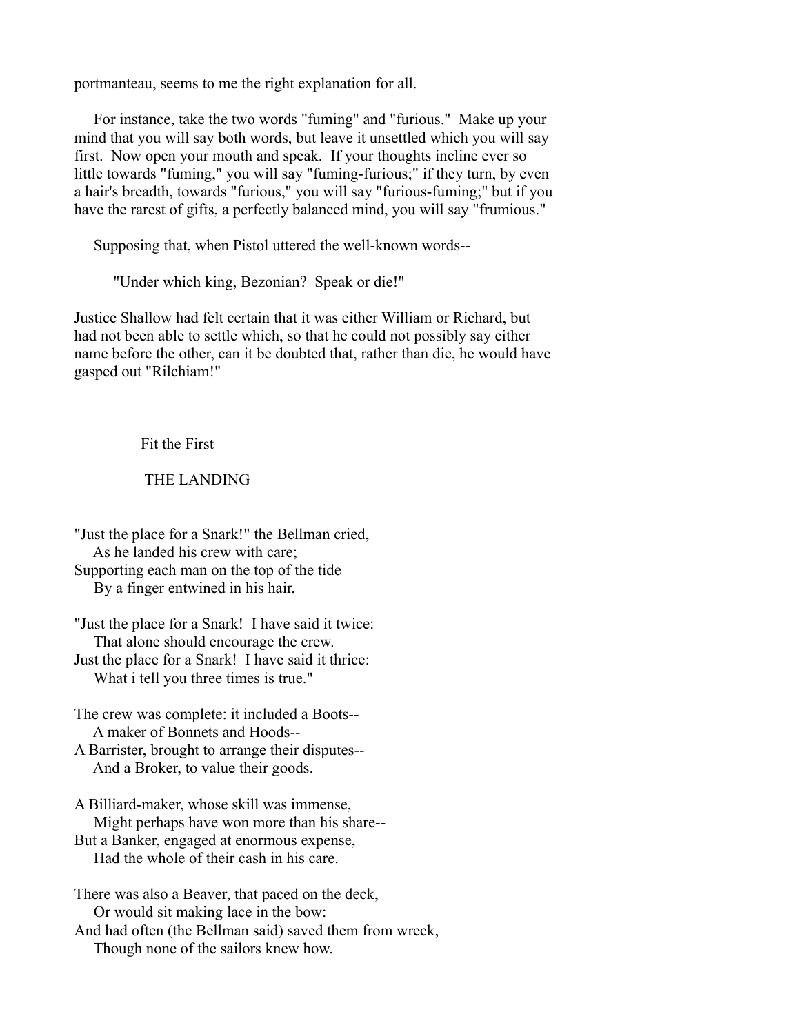portmanteau, seems to me the right explanation for all.

For instance, take the two words "fuming" and "furious." Make up your mind that you will say both words, but leave it unsettled which you will say first. Now open your mouth and speak. If your thoughts incline ever so little towards "fuming," you will say "fuming-furious;" if they turn, by even a hair's breadth, towards "furious," you will say "furious-fuming;" but if you have the rarest of gifts, a perfectly balanced mind, you will say "frumious."

Supposing that, when Pistol uttered the well-known words--

> "Under which king, Bezonian? Speak or die!"

Justice Shallow had felt certain that it was either William or Richard, but had not been able to settle which, so that he could not possibly say either name before the other, can it be doubted that, rather than die, he would have gasped out "Rilchiam!"

## Fit the First

## THE LANDING

"Just the place for a Snark!" the Bellman cried,  
&nbsp;&nbsp;&nbsp;&nbsp;As he landed his crew with care;  
Supporting each man on the top of the tide  
&nbsp;&nbsp;&nbsp;&nbsp;By a finger entwined in his hair.

"Just the place for a Snark! I have said it twice:  
&nbsp;&nbsp;&nbsp;&nbsp;That alone should encourage the crew.  
Just the place for a Snark! I have said it thrice:  
&nbsp;&nbsp;&nbsp;&nbsp;What i tell you three times is true."

The crew was complete: it included a Boots--  
&nbsp;&nbsp;&nbsp;&nbsp;A maker of Bonnets and Hoods--  
A Barrister, brought to arrange their disputes--  
&nbsp;&nbsp;&nbsp;&nbsp;And a Broker, to value their goods.

A Billiard-maker, whose skill was immense,  
&nbsp;&nbsp;&nbsp;&nbsp;Might perhaps have won more than his share--  
But a Banker, engaged at enormous expense,  
&nbsp;&nbsp;&nbsp;&nbsp;Had the whole of their cash in his care.

There was also a Beaver, that paced on the deck,  
&nbsp;&nbsp;&nbsp;&nbsp;Or would sit making lace in the bow:  
And had often (the Bellman said) saved them from wreck,  
&nbsp;&nbsp;&nbsp;&nbsp;Though none of the sailors knew how.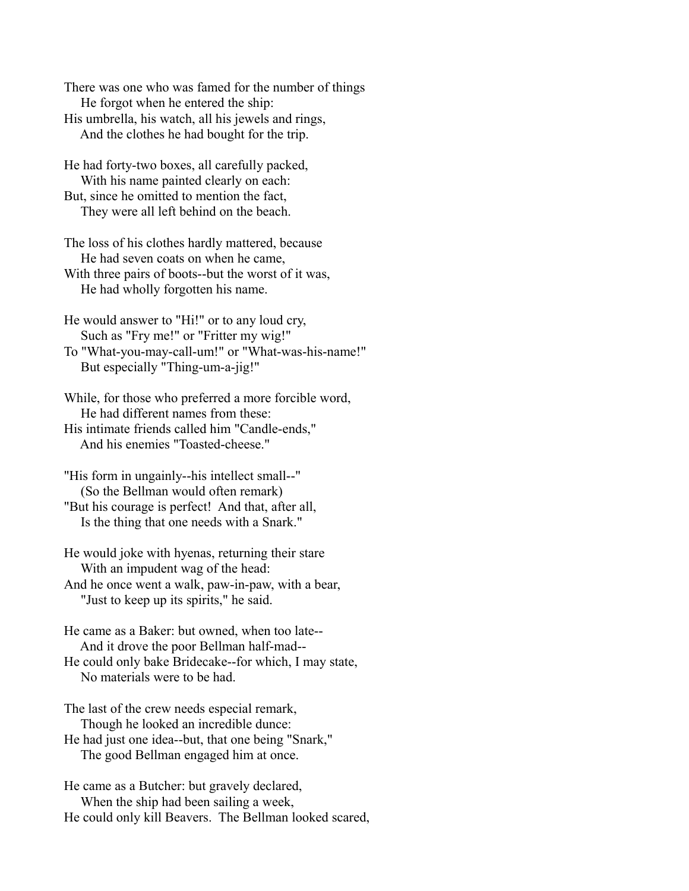There was one who was famed for the number of things
    He forgot when he entered the ship:
His umbrella, his watch, all his jewels and rings,
    And the clothes he had bought for the trip.

He had forty-two boxes, all carefully packed,
    With his name painted clearly on each:
But, since he omitted to mention the fact,
    They were all left behind on the beach.

The loss of his clothes hardly mattered, because
    He had seven coats on when he came,
With three pairs of boots--but the worst of it was,
    He had wholly forgotten his name.

He would answer to "Hi!" or to any loud cry,
    Such as "Fry me!" or "Fritter my wig!"
To "What-you-may-call-um!" or "What-was-his-name!"
    But especially "Thing-um-a-jig!"

While, for those who preferred a more forcible word,
    He had different names from these:
His intimate friends called him "Candle-ends,"
    And his enemies "Toasted-cheese."

"His form in ungainly--his intellect small--"
    (So the Bellman would often remark)
"But his courage is perfect! And that, after all,
    Is the thing that one needs with a Snark."

He would joke with hyenas, returning their stare
    With an impudent wag of the head:
And he once went a walk, paw-in-paw, with a bear,
    "Just to keep up its spirits," he said.

He came as a Baker: but owned, when too late--
    And it drove the poor Bellman half-mad--
He could only bake Bridecake--for which, I may state,
    No materials were to be had.

The last of the crew needs especial remark,
    Though he looked an incredible dunce:
He had just one idea--but, that one being "Snark,"
    The good Bellman engaged him at once.

He came as a Butcher: but gravely declared,
    When the ship had been sailing a week,
He could only kill Beavers. The Bellman looked scared,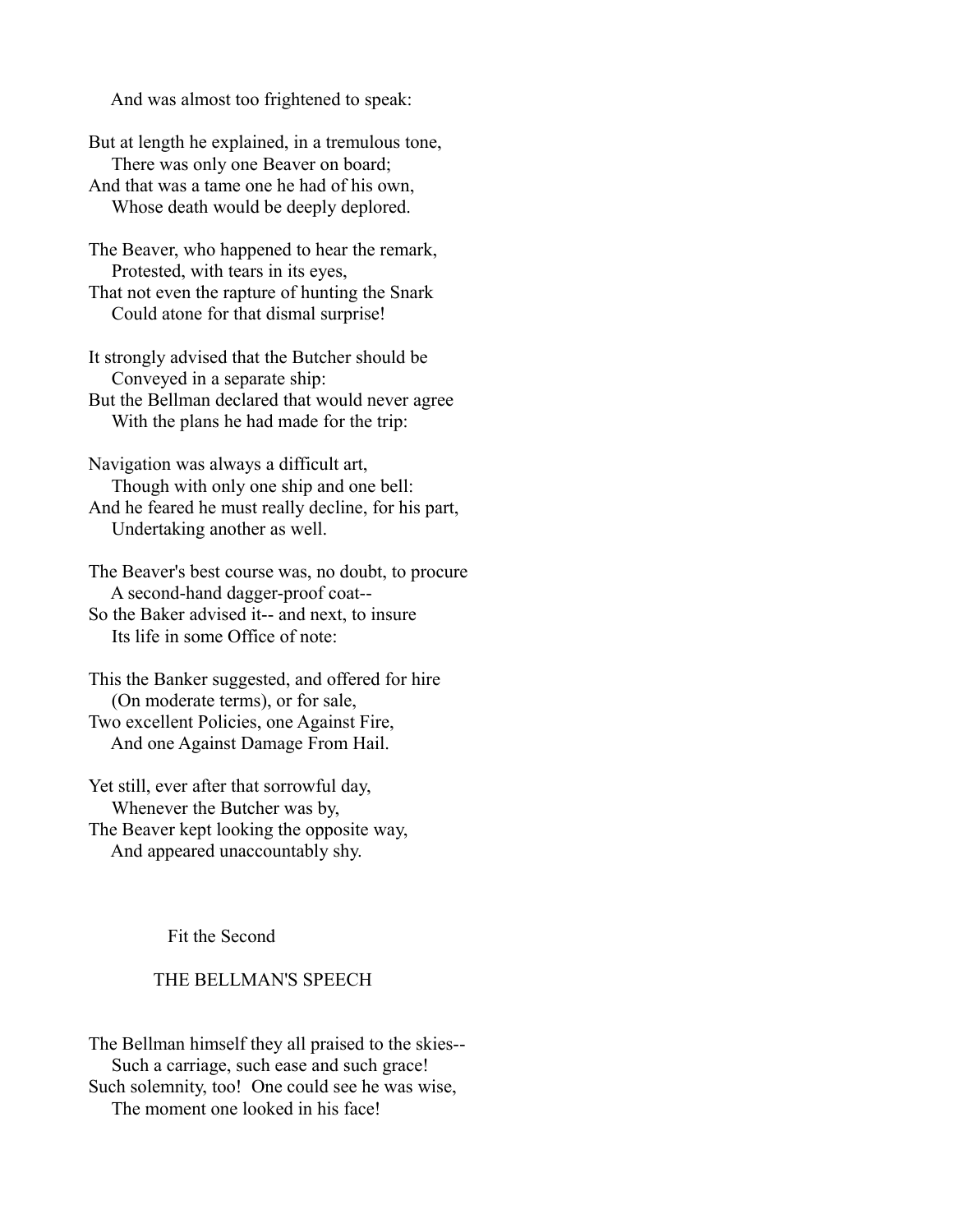And was almost too frightened to speak:

But at length he explained, in a tremulous tone,  
There was only one Beaver on board;  
And that was a tame one he had of his own,  
Whose death would be deeply deplored.

The Beaver, who happened to hear the remark,  
Protested, with tears in its eyes,  
That not even the rapture of hunting the Snark  
Could atone for that dismal surprise!

It strongly advised that the Butcher should be  
Conveyed in a separate ship:  
But the Bellman declared that would never agree  
With the plans he had made for the trip:

Navigation was always a difficult art,  
Though with only one ship and one bell:  
And he feared he must really decline, for his part,  
Undertaking another as well.

The Beaver's best course was, no doubt, to procure  
A second-hand dagger-proof coat--  
So the Baker advised it-- and next, to insure  
Its life in some Office of note:

This the Banker suggested, and offered for hire  
(On moderate terms), or for sale,  
Two excellent Policies, one Against Fire,  
And one Against Damage From Hail.

Yet still, ever after that sorrowful day,  
Whenever the Butcher was by,  
The Beaver kept looking the opposite way,  
And appeared unaccountably shy.

## Fit the Second

## THE BELLMAN'S SPEECH

The Bellman himself they all praised to the skies--  
Such a carriage, such ease and such grace!  
Such solemnity, too! One could see he was wise,  
The moment one looked in his face!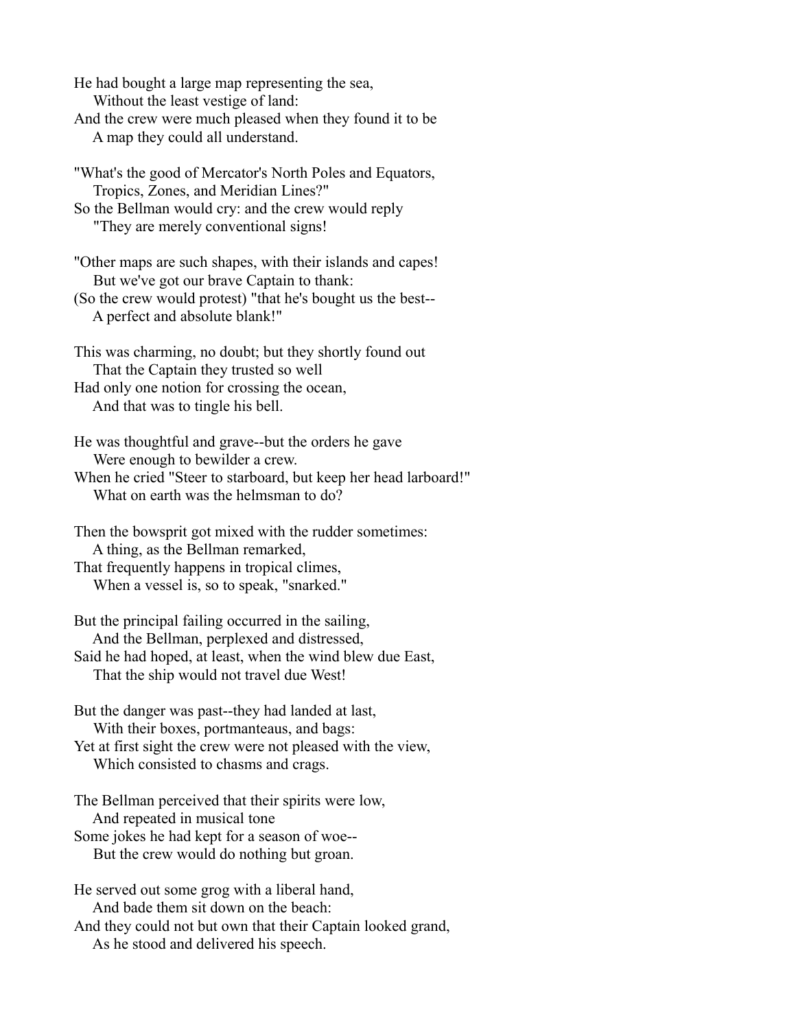He had bought a large map representing the sea,  
    Without the least vestige of land:  
And the crew were much pleased when they found it to be  
    A map they could all understand.

"What's the good of Mercator's North Poles and Equators,  
    Tropics, Zones, and Meridian Lines?"  
So the Bellman would cry: and the crew would reply  
    "They are merely conventional signs!

"Other maps are such shapes, with their islands and capes!  
    But we've got our brave Captain to thank:  
(So the crew would protest) "that he's bought us the best--  
    A perfect and absolute blank!"

This was charming, no doubt; but they shortly found out  
    That the Captain they trusted so well  
Had only one notion for crossing the ocean,  
    And that was to tingle his bell.

He was thoughtful and grave--but the orders he gave  
    Were enough to bewilder a crew.  
When he cried "Steer to starboard, but keep her head larboard!"  
    What on earth was the helmsman to do?

Then the bowsprit got mixed with the rudder sometimes:  
    A thing, as the Bellman remarked,  
That frequently happens in tropical climes,  
    When a vessel is, so to speak, "snarked."

But the principal failing occurred in the sailing,  
    And the Bellman, perplexed and distressed,  
Said he had hoped, at least, when the wind blew due East,  
    That the ship would not travel due West!

But the danger was past--they had landed at last,  
    With their boxes, portmanteaus, and bags:  
Yet at first sight the crew were not pleased with the view,  
    Which consisted to chasms and crags.

The Bellman perceived that their spirits were low,  
    And repeated in musical tone  
Some jokes he had kept for a season of woe--  
    But the crew would do nothing but groan.

He served out some grog with a liberal hand,  
    And bade them sit down on the beach:  
And they could not but own that their Captain looked grand,  
    As he stood and delivered his speech.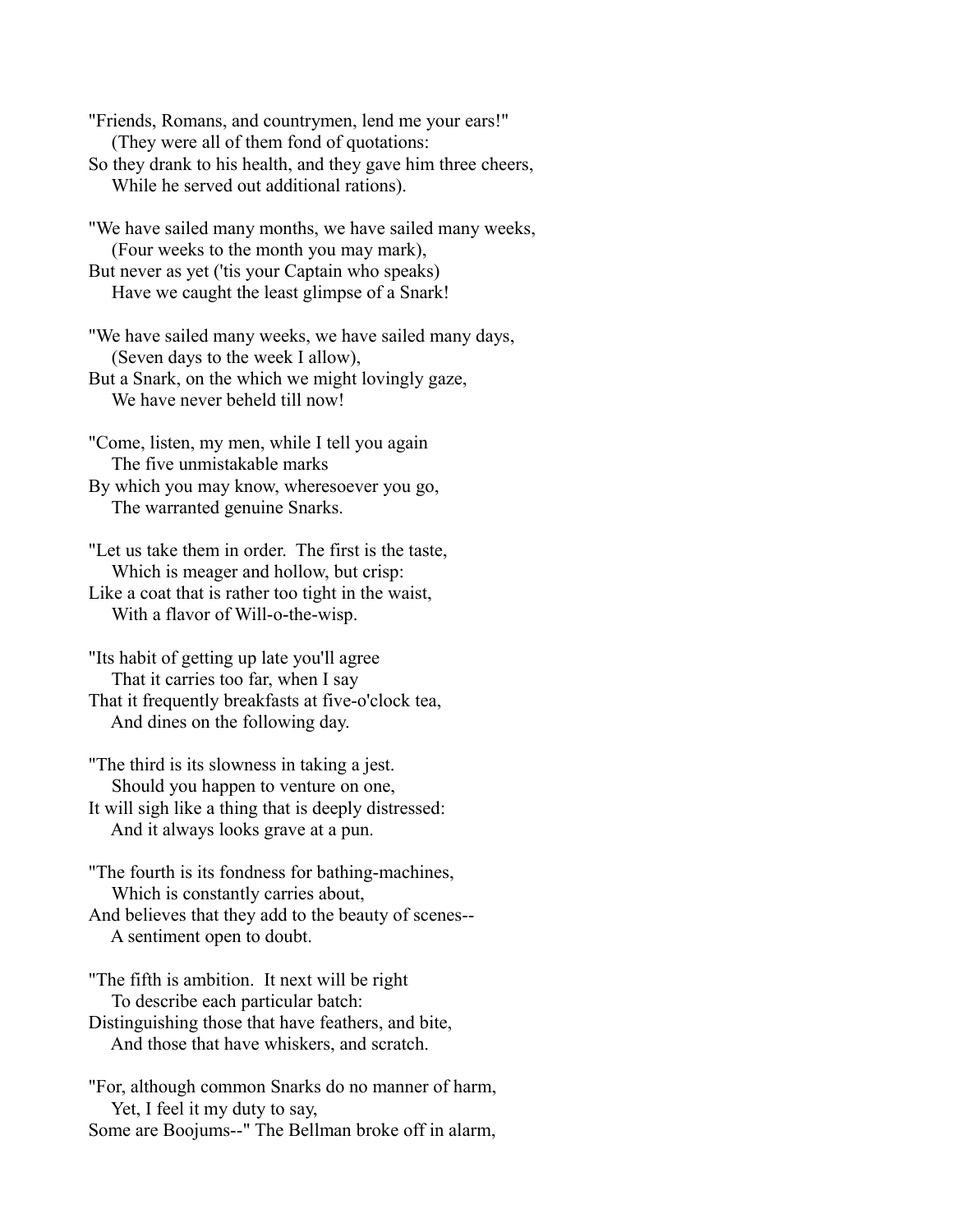"Friends, Romans, and countrymen, lend me your ears!"
    (They were all of them fond of quotations:
So they drank to his health, and they gave him three cheers,
    While he served out additional rations).

"We have sailed many months, we have sailed many weeks,
    (Four weeks to the month you may mark),
But never as yet ('tis your Captain who speaks)
    Have we caught the least glimpse of a Snark!

"We have sailed many weeks, we have sailed many days,
    (Seven days to the week I allow),
But a Snark, on the which we might lovingly gaze,
    We have never beheld till now!

"Come, listen, my men, while I tell you again
    The five unmistakable marks
By which you may know, wheresoever you go,
    The warranted genuine Snarks.

"Let us take them in order. The first is the taste,
    Which is meager and hollow, but crisp:
Like a coat that is rather too tight in the waist,
    With a flavor of Will-o-the-wisp.

"Its habit of getting up late you'll agree
    That it carries too far, when I say
That it frequently breakfasts at five-o'clock tea,
    And dines on the following day.

"The third is its slowness in taking a jest.
    Should you happen to venture on one,
It will sigh like a thing that is deeply distressed:
    And it always looks grave at a pun.

"The fourth is its fondness for bathing-machines,
    Which is constantly carries about,
And believes that they add to the beauty of scenes--
    A sentiment open to doubt.

"The fifth is ambition. It next will be right
    To describe each particular batch:
Distinguishing those that have feathers, and bite,
    And those that have whiskers, and scratch.

"For, although common Snarks do no manner of harm,
    Yet, I feel it my duty to say,
Some are Boojums--" The Bellman broke off in alarm,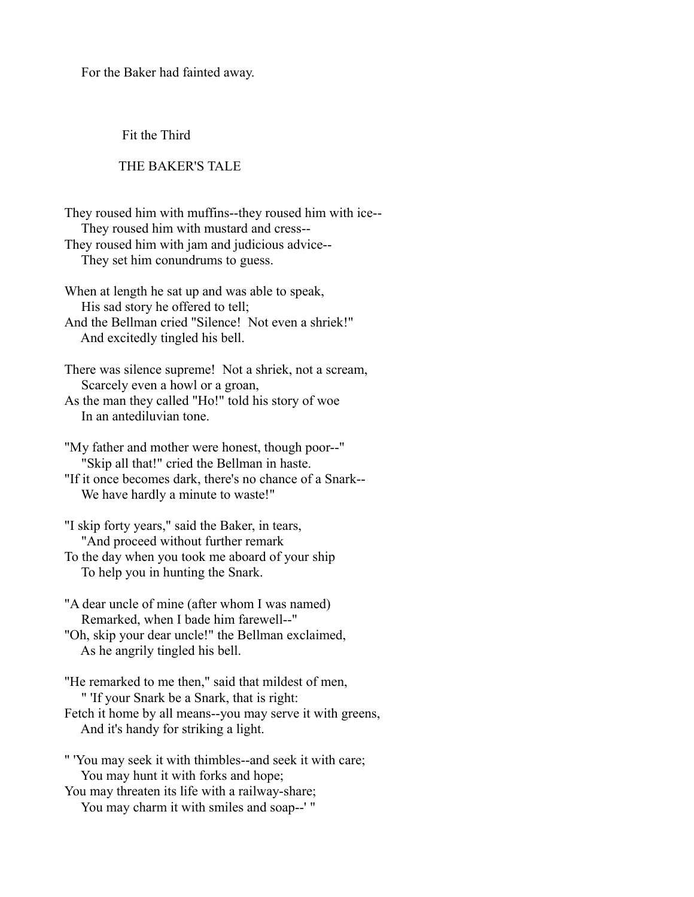For the Baker had fainted away.

## Fit the Third

## THE BAKER'S TALE

They roused him with muffins--they roused him with ice--  
They roused him with mustard and cress--  
They roused him with jam and judicious advice--  
They set him conundrums to guess.

When at length he sat up and was able to speak,  
His sad story he offered to tell;  
And the Bellman cried "Silence! Not even a shriek!"  
And excitedly tingled his bell.

There was silence supreme! Not a shriek, not a scream,  
Scarcely even a howl or a groan,  
As the man they called "Ho!" told his story of woe  
In an antediluvian tone.

"My father and mother were honest, though poor--"  
"Skip all that!" cried the Bellman in haste.  
"If it once becomes dark, there's no chance of a Snark--  
We have hardly a minute to waste!"

"I skip forty years," said the Baker, in tears,  
"And proceed without further remark  
To the day when you took me aboard of your ship  
To help you in hunting the Snark.

"A dear uncle of mine (after whom I was named)  
Remarked, when I bade him farewell--"  
"Oh, skip your dear uncle!" the Bellman exclaimed,  
As he angrily tingled his bell.

"He remarked to me then," said that mildest of men,  
" 'If your Snark be a Snark, that is right:  
Fetch it home by all means--you may serve it with greens,  
And it's handy for striking a light.

" 'You may seek it with thimbles--and seek it with care;  
You may hunt it with forks and hope;  
You may threaten its life with a railway-share;  
You may charm it with smiles and soap--' "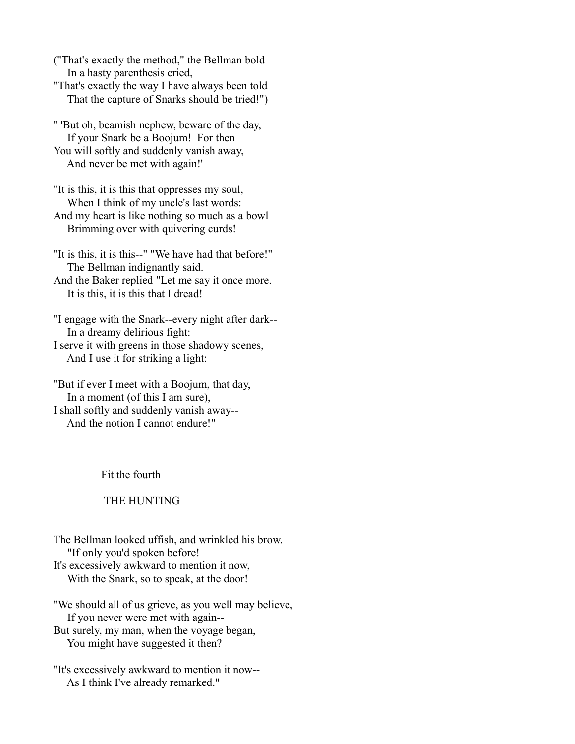("That's exactly the method," the Bellman bold
 In a hasty parenthesis cried,
"That's exactly the way I have always been told
 That the capture of Snarks should be tried!")

" 'But oh, beamish nephew, beware of the day,
 If your Snark be a Boojum! For then
You will softly and suddenly vanish away,
 And never be met with again!'

"It is this, it is this that oppresses my soul,
 When I think of my uncle's last words:
And my heart is like nothing so much as a bowl
 Brimming over with quivering curds!

"It is this, it is this--" "We have had that before!"
 The Bellman indignantly said.
And the Baker replied "Let me say it once more.
 It is this, it is this that I dread!

"I engage with the Snark--every night after dark--
 In a dreamy delirious fight:
I serve it with greens in those shadowy scenes,
 And I use it for striking a light:

"But if ever I meet with a Boojum, that day,
 In a moment (of this I am sure),
I shall softly and suddenly vanish away--
 And the notion I cannot endure!"

## Fit the fourth

## THE HUNTING

The Bellman looked uffish, and wrinkled his brow.
 "If only you'd spoken before!
It's excessively awkward to mention it now,
 With the Snark, so to speak, at the door!

"We should all of us grieve, as you well may believe,
 If you never were met with again--
But surely, my man, when the voyage began,
 You might have suggested it then?

"It's excessively awkward to mention it now--
 As I think I've already remarked."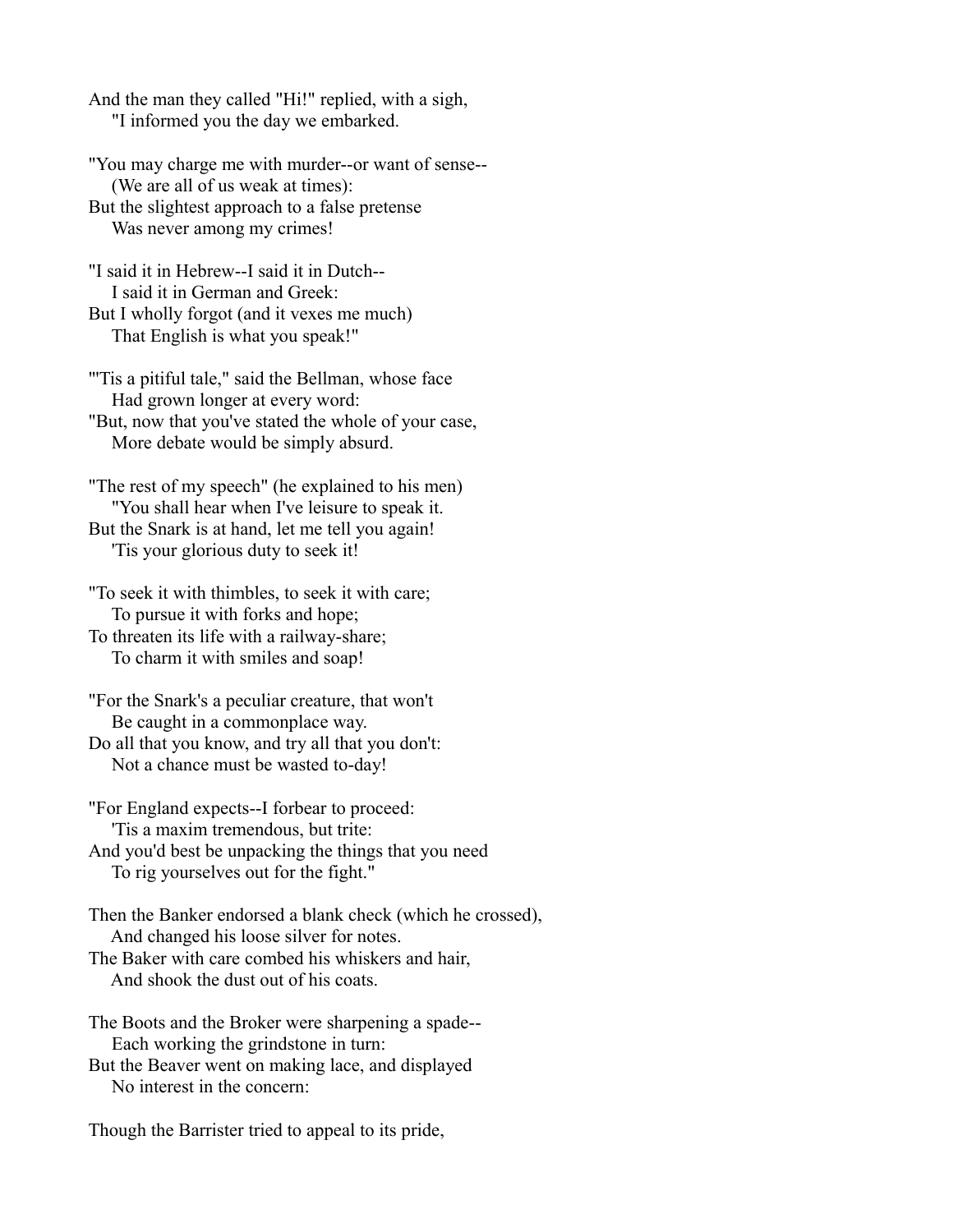And the man they called "Hi!" replied, with a sigh,
    "I informed you the day we embarked.

"You may charge me with murder--or want of sense--
    (We are all of us weak at times):
But the slightest approach to a false pretense
    Was never among my crimes!

"I said it in Hebrew--I said it in Dutch--
    I said it in German and Greek:
But I wholly forgot (and it vexes me much)
    That English is what you speak!"

"'Tis a pitiful tale," said the Bellman, whose face
    Had grown longer at every word:
"But, now that you've stated the whole of your case,
    More debate would be simply absurd.

"The rest of my speech" (he explained to his men)
    "You shall hear when I've leisure to speak it.
But the Snark is at hand, let me tell you again!
    'Tis your glorious duty to seek it!

"To seek it with thimbles, to seek it with care;
    To pursue it with forks and hope;
To threaten its life with a railway-share;
    To charm it with smiles and soap!

"For the Snark's a peculiar creature, that won't
    Be caught in a commonplace way.
Do all that you know, and try all that you don't:
    Not a chance must be wasted to-day!

"For England expects--I forbear to proceed:
    'Tis a maxim tremendous, but trite:
And you'd best be unpacking the things that you need
    To rig yourselves out for the fight."

Then the Banker endorsed a blank check (which he crossed),
    And changed his loose silver for notes.
The Baker with care combed his whiskers and hair,
    And shook the dust out of his coats.

The Boots and the Broker were sharpening a spade--
    Each working the grindstone in turn:
But the Beaver went on making lace, and displayed
    No interest in the concern:

Though the Barrister tried to appeal to its pride,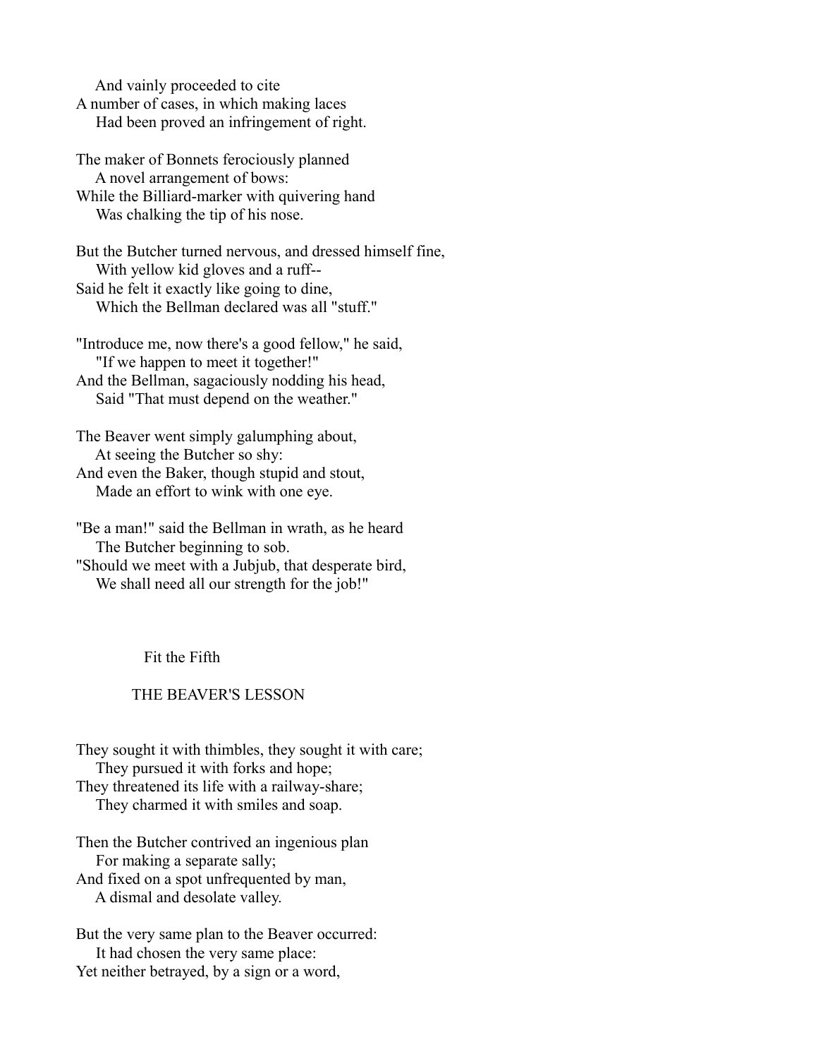And vainly proceeded to cite  
A number of cases, in which making laces  
Had been proved an infringement of right.

The maker of Bonnets ferociously planned  
A novel arrangement of bows:  
While the Billiard-marker with quivering hand  
Was chalking the tip of his nose.

But the Butcher turned nervous, and dressed himself fine,  
With yellow kid gloves and a ruff--  
Said he felt it exactly like going to dine,  
Which the Bellman declared was all "stuff."

"Introduce me, now there's a good fellow," he said,  
"If we happen to meet it together!"  
And the Bellman, sagaciously nodding his head,  
Said "That must depend on the weather."

The Beaver went simply galumphing about,  
At seeing the Butcher so shy:  
And even the Baker, though stupid and stout,  
Made an effort to wink with one eye.

"Be a man!" said the Bellman in wrath, as he heard  
The Butcher beginning to sob.  
"Should we meet with a Jubjub, that desperate bird,  
We shall need all our strength for the job!"

## Fit the Fifth

## THE BEAVER'S LESSON

They sought it with thimbles, they sought it with care;  
They pursued it with forks and hope;  
They threatened its life with a railway-share;  
They charmed it with smiles and soap.

Then the Butcher contrived an ingenious plan  
For making a separate sally;  
And fixed on a spot unfrequented by man,  
A dismal and desolate valley.

But the very same plan to the Beaver occurred:  
It had chosen the very same place:  
Yet neither betrayed, by a sign or a word,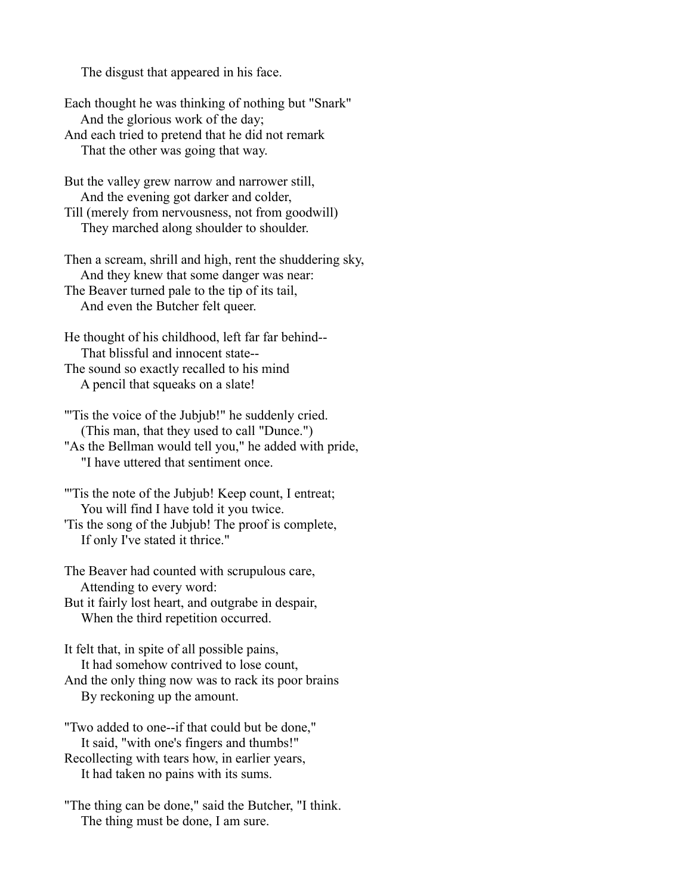The disgust that appeared in his face.

Each thought he was thinking of nothing but "Snark"
And the glorious work of the day;
And each tried to pretend that he did not remark
That the other was going that way.

But the valley grew narrow and narrower still,
And the evening got darker and colder,
Till (merely from nervousness, not from goodwill)
They marched along shoulder to shoulder.

Then a scream, shrill and high, rent the shuddering sky,
And they knew that some danger was near:
The Beaver turned pale to the tip of its tail,
And even the Butcher felt queer.

He thought of his childhood, left far far behind--
That blissful and innocent state--
The sound so exactly recalled to his mind
A pencil that squeaks on a slate!

"'Tis the voice of the Jubjub!" he suddenly cried.
(This man, that they used to call "Dunce.")
"As the Bellman would tell you," he added with pride,
"I have uttered that sentiment once.

"'Tis the note of the Jubjub! Keep count, I entreat;
You will find I have told it you twice.
'Tis the song of the Jubjub! The proof is complete,
If only I've stated it thrice."

The Beaver had counted with scrupulous care,
Attending to every word:
But it fairly lost heart, and outgrabe in despair,
When the third repetition occurred.

It felt that, in spite of all possible pains,
It had somehow contrived to lose count,
And the only thing now was to rack its poor brains
By reckoning up the amount.

"Two added to one--if that could but be done,"
It said, "with one's fingers and thumbs!"
Recollecting with tears how, in earlier years,
It had taken no pains with its sums.

"The thing can be done," said the Butcher, "I think.
The thing must be done, I am sure.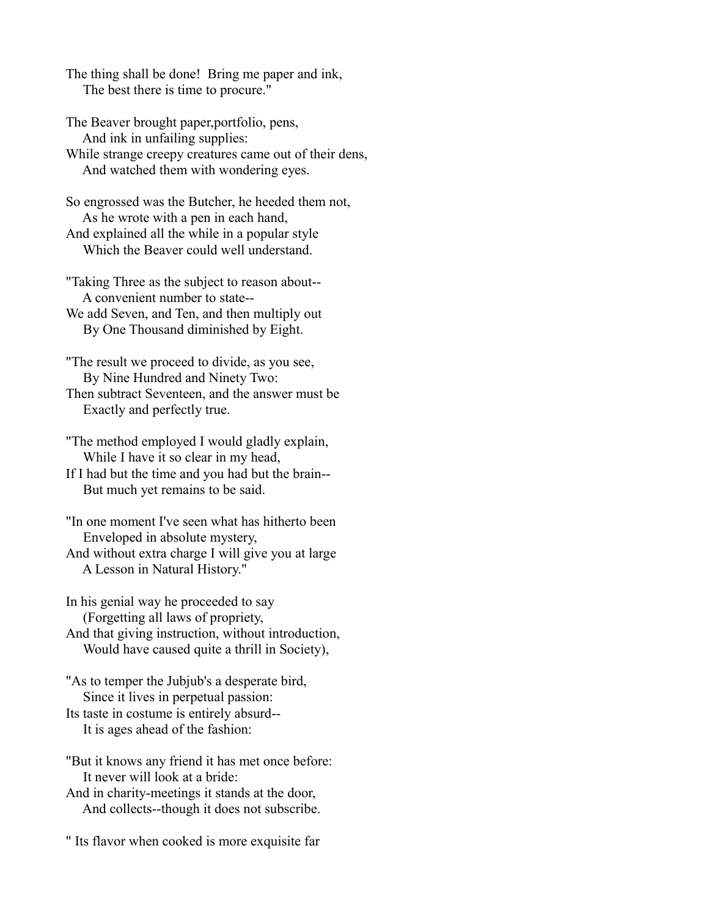The thing shall be done! Bring me paper and ink,
    The best there is time to procure."

The Beaver brought paper,portfolio, pens,
    And ink in unfailing supplies:
While strange creepy creatures came out of their dens,
    And watched them with wondering eyes.

So engrossed was the Butcher, he heeded them not,
    As he wrote with a pen in each hand,
And explained all the while in a popular style
    Which the Beaver could well understand.

"Taking Three as the subject to reason about--
    A convenient number to state--
We add Seven, and Ten, and then multiply out
    By One Thousand diminished by Eight.

"The result we proceed to divide, as you see,
    By Nine Hundred and Ninety Two:
Then subtract Seventeen, and the answer must be
    Exactly and perfectly true.

"The method employed I would gladly explain,
    While I have it so clear in my head,
If I had but the time and you had but the brain--
    But much yet remains to be said.

"In one moment I've seen what has hitherto been
    Enveloped in absolute mystery,
And without extra charge I will give you at large
    A Lesson in Natural History."

In his genial way he proceeded to say
    (Forgetting all laws of propriety,
And that giving instruction, without introduction,
    Would have caused quite a thrill in Society),

"As to temper the Jubjub's a desperate bird,
    Since it lives in perpetual passion:
Its taste in costume is entirely absurd--
    It is ages ahead of the fashion:

"But it knows any friend it has met once before:
    It never will look at a bride:
And in charity-meetings it stands at the door,
    And collects--though it does not subscribe.

" Its flavor when cooked is more exquisite far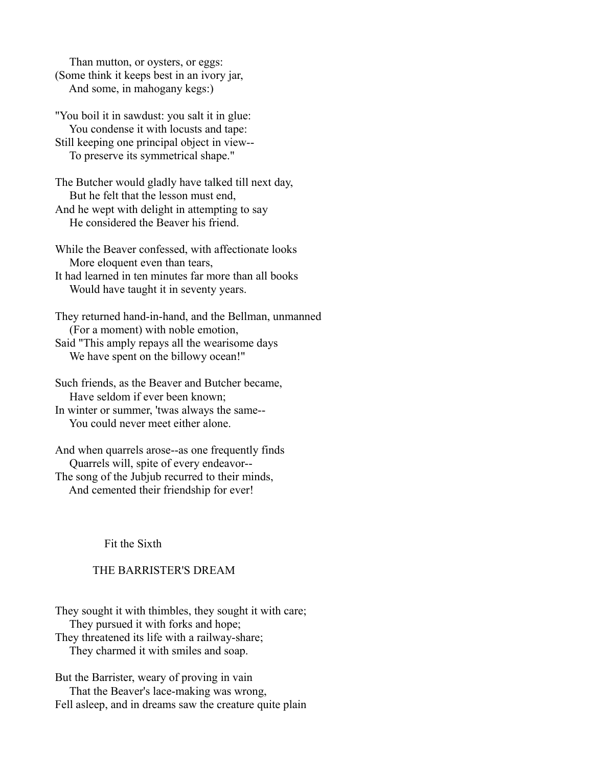Than mutton, or oysters, or eggs:  
(Some think it keeps best in an ivory jar,  
And some, in mahogany kegs:)

"You boil it in sawdust: you salt it in glue:  
You condense it with locusts and tape:  
Still keeping one principal object in view--  
To preserve its symmetrical shape."

The Butcher would gladly have talked till next day,  
But he felt that the lesson must end,  
And he wept with delight in attempting to say  
He considered the Beaver his friend.

While the Beaver confessed, with affectionate looks  
More eloquent even than tears,  
It had learned in ten minutes far more than all books  
Would have taught it in seventy years.

They returned hand-in-hand, and the Bellman, unmanned  
(For a moment) with noble emotion,  
Said "This amply repays all the wearisome days  
We have spent on the billowy ocean!"

Such friends, as the Beaver and Butcher became,  
Have seldom if ever been known;  
In winter or summer, 'twas always the same--  
You could never meet either alone.

And when quarrels arose--as one frequently finds  
Quarrels will, spite of every endeavor--  
The song of the Jubjub recurred to their minds,  
And cemented their friendship for ever!

## Fit the Sixth

## THE BARRISTER'S DREAM

They sought it with thimbles, they sought it with care;  
They pursued it with forks and hope;  
They threatened its life with a railway-share;  
They charmed it with smiles and soap.

But the Barrister, weary of proving in vain  
That the Beaver's lace-making was wrong,  
Fell asleep, and in dreams saw the creature quite plain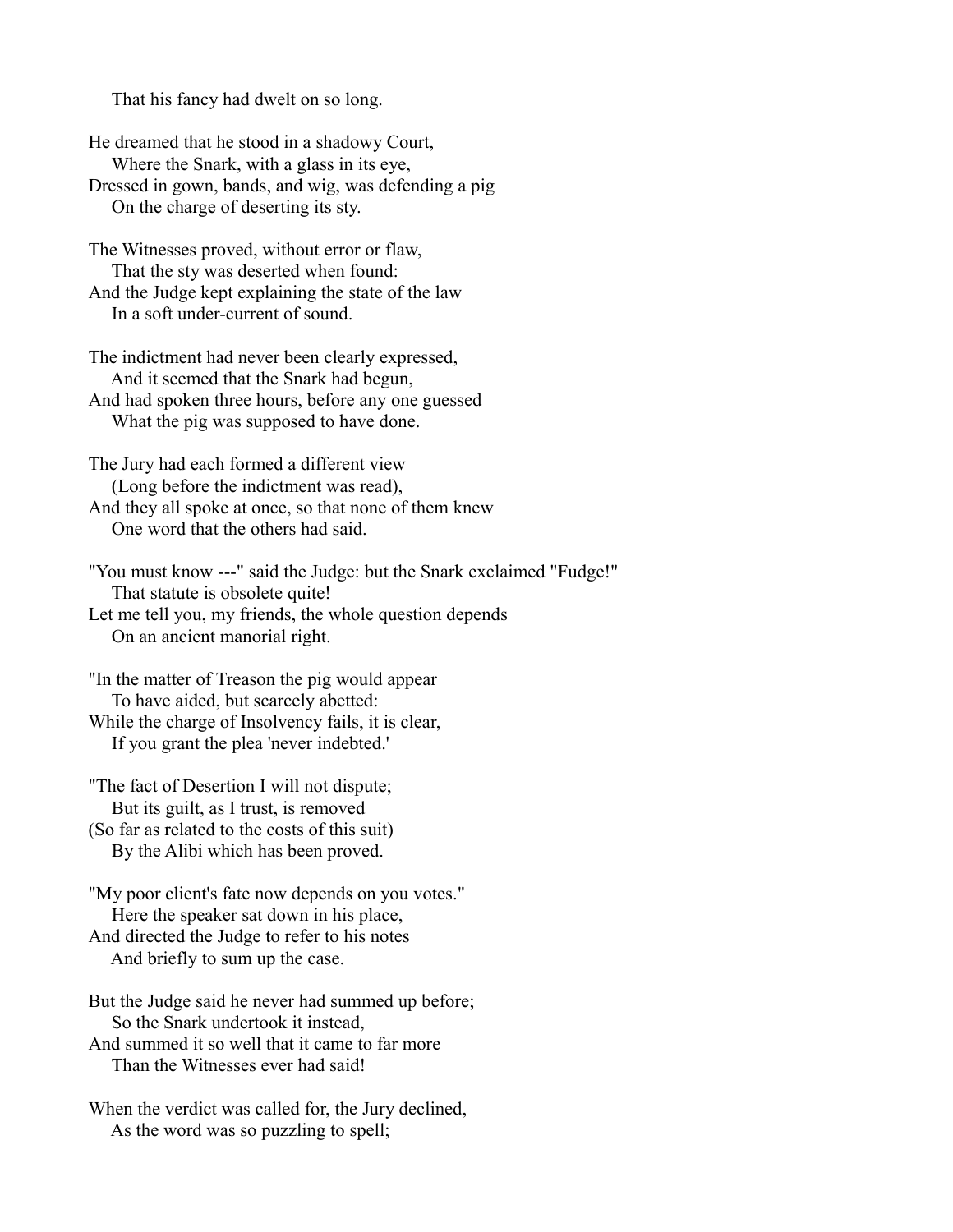That his fancy had dwelt on so long.

He dreamed that he stood in a shadowy Court,  
Where the Snark, with a glass in its eye,  
Dressed in gown, bands, and wig, was defending a pig  
On the charge of deserting its sty.

The Witnesses proved, without error or flaw,  
That the sty was deserted when found:  
And the Judge kept explaining the state of the law  
In a soft under-current of sound.

The indictment had never been clearly expressed,  
And it seemed that the Snark had begun,  
And had spoken three hours, before any one guessed  
What the pig was supposed to have done.

The Jury had each formed a different view  
(Long before the indictment was read),  
And they all spoke at once, so that none of them knew  
One word that the others had said.

"You must know ---" said the Judge: but the Snark exclaimed "Fudge!"  
That statute is obsolete quite!  
Let me tell you, my friends, the whole question depends  
On an ancient manorial right.

"In the matter of Treason the pig would appear  
To have aided, but scarcely abetted:  
While the charge of Insolvency fails, it is clear,  
If you grant the plea 'never indebted.'

"The fact of Desertion I will not dispute;  
But its guilt, as I trust, is removed  
(So far as related to the costs of this suit)  
By the Alibi which has been proved.

"My poor client's fate now depends on you votes."  
Here the speaker sat down in his place,  
And directed the Judge to refer to his notes  
And briefly to sum up the case.

But the Judge said he never had summed up before;  
So the Snark undertook it instead,  
And summed it so well that it came to far more  
Than the Witnesses ever had said!

When the verdict was called for, the Jury declined,  
As the word was so puzzling to spell;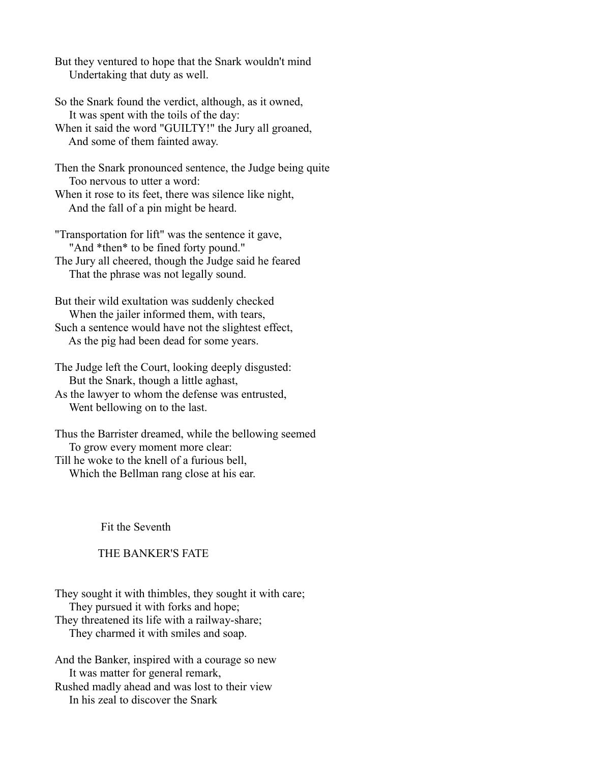But they ventured to hope that the Snark wouldn't mind
    Undertaking that duty as well.

So the Snark found the verdict, although, as it owned,
    It was spent with the toils of the day:
When it said the word "GUILTY!" the Jury all groaned,
    And some of them fainted away.

Then the Snark pronounced sentence, the Judge being quite
    Too nervous to utter a word:
When it rose to its feet, there was silence like night,
    And the fall of a pin might be heard.

"Transportation for lift" was the sentence it gave,
    "And *then* to be fined forty pound."
The Jury all cheered, though the Judge said he feared
    That the phrase was not legally sound.

But their wild exultation was suddenly checked
    When the jailer informed them, with tears,
Such a sentence would have not the slightest effect,
    As the pig had been dead for some years.

The Judge left the Court, looking deeply disgusted:
    But the Snark, though a little aghast,
As the lawyer to whom the defense was entrusted,
    Went bellowing on to the last.

Thus the Barrister dreamed, while the bellowing seemed
    To grow every moment more clear:
Till he woke to the knell of a furious bell,
    Which the Bellman rang close at his ear.

## Fit the Seventh

## THE BANKER'S FATE

They sought it with thimbles, they sought it with care;
    They pursued it with forks and hope;
They threatened its life with a railway-share;
    They charmed it with smiles and soap.

And the Banker, inspired with a courage so new
    It was matter for general remark,
Rushed madly ahead and was lost to their view
    In his zeal to discover the Snark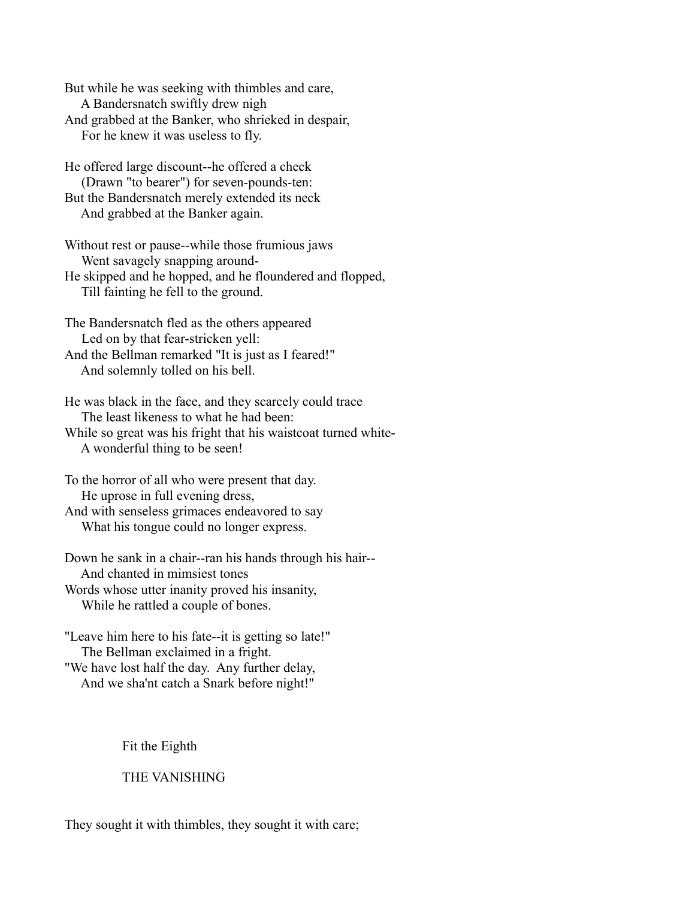But while he was seeking with thimbles and care,
    A Bandersnatch swiftly drew nigh
And grabbed at the Banker, who shrieked in despair,
    For he knew it was useless to fly.

He offered large discount--he offered a check
    (Drawn "to bearer") for seven-pounds-ten:
But the Bandersnatch merely extended its neck
    And grabbed at the Banker again.

Without rest or pause--while those frumious jaws
    Went savagely snapping around-
He skipped and he hopped, and he floundered and flopped,
    Till fainting he fell to the ground.

The Bandersnatch fled as the others appeared
    Led on by that fear-stricken yell:
And the Bellman remarked "It is just as I feared!"
    And solemnly tolled on his bell.

He was black in the face, and they scarcely could trace
    The least likeness to what he had been:
While so great was his fright that his waistcoat turned white-
    A wonderful thing to be seen!

To the horror of all who were present that day.
    He uprose in full evening dress,
And with senseless grimaces endeavored to say
    What his tongue could no longer express.

Down he sank in a chair--ran his hands through his hair--
    And chanted in mimsiest tones
Words whose utter inanity proved his insanity,
    While he rattled a couple of bones.

"Leave him here to his fate--it is getting so late!"
    The Bellman exclaimed in a fright.
"We have lost half the day.  Any further delay,
    And we sha'nt catch a Snark before night!"

## Fit the Eighth

## THE VANISHING

They sought it with thimbles, they sought it with care;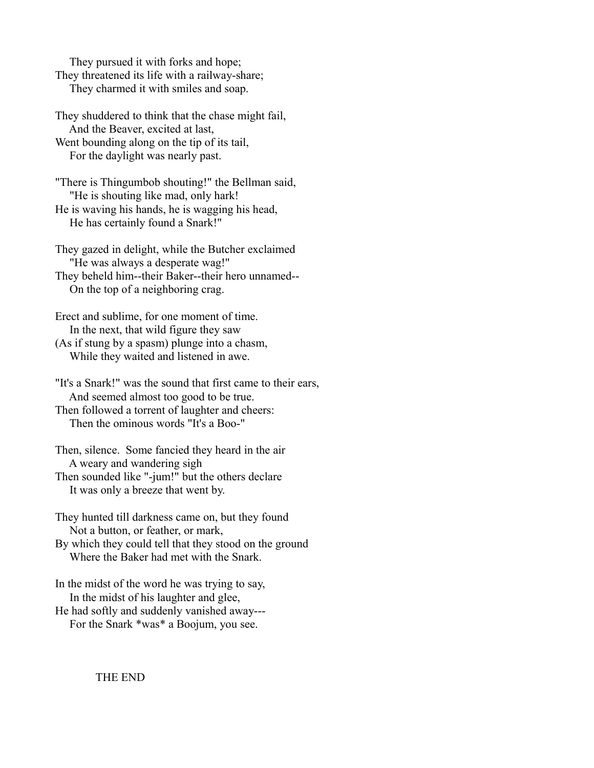They pursued it with forks and hope;  
They threatened its life with a railway-share;  
They charmed it with smiles and soap.

They shuddered to think that the chase might fail,  
And the Beaver, excited at last,  
Went bounding along on the tip of its tail,  
For the daylight was nearly past.

"There is Thingumbob shouting!" the Bellman said,  
"He is shouting like mad, only hark!  
He is waving his hands, he is wagging his head,  
He has certainly found a Snark!"

They gazed in delight, while the Butcher exclaimed  
"He was always a desperate wag!"  
They beheld him--their Baker--their hero unnamed--  
On the top of a neighboring crag.

Erect and sublime, for one moment of time.  
In the next, that wild figure they saw  
(As if stung by a spasm) plunge into a chasm,  
While they waited and listened in awe.

"It's a Snark!" was the sound that first came to their ears,  
And seemed almost too good to be true.  
Then followed a torrent of laughter and cheers:  
Then the ominous words "It's a Boo-"

Then, silence. Some fancied they heard in the air  
A weary and wandering sigh  
Then sounded like "-jum!" but the others declare  
It was only a breeze that went by.

They hunted till darkness came on, but they found  
Not a button, or feather, or mark,  
By which they could tell that they stood on the ground  
Where the Baker had met with the Snark.

In the midst of the word he was trying to say,  
In the midst of his laughter and glee,  
He had softly and suddenly vanished away---  
For the Snark *was* a Boojum, you see.

THE END